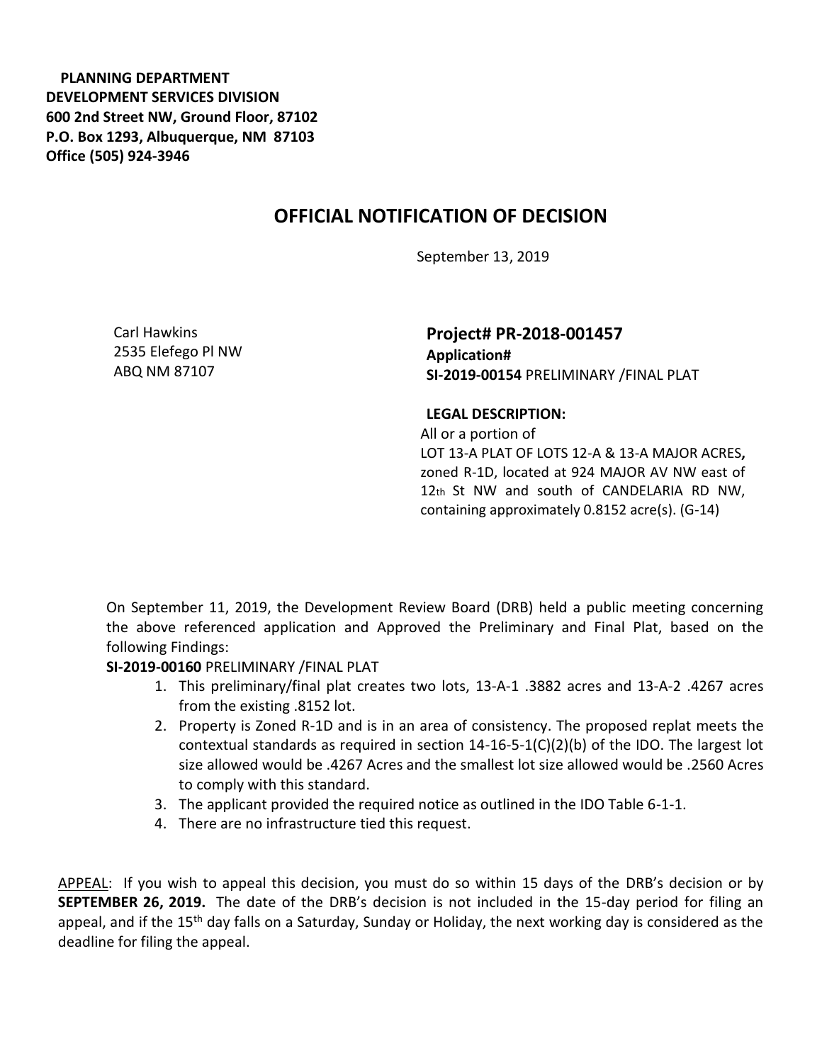**PLANNING DEPARTMENT**
**DEVELOPMENT SERVICES DIVISION**
**600 2nd Street NW, Ground Floor, 87102**
**P.O. Box 1293, Albuquerque, NM 87103**
**Office (505) 924-3946**

# OFFICIAL NOTIFICATION OF DECISION

September 13, 2019

Carl Hawkins
2535 Elefego Pl NW
ABQ NM 87107

**Project# PR-2018-001457**
**Application#**
**SI-2019-00154** PRELIMINARY /FINAL PLAT

**LEGAL DESCRIPTION:**
All or a portion of
LOT 13-A PLAT OF LOTS 12-A & 13-A MAJOR ACRES**,** zoned R-1D, located at 924 MAJOR AV NW east of 12th St NW and south of CANDELARIA RD NW, containing approximately 0.8152 acre(s). (G-14)

On September 11, 2019, the Development Review Board (DRB) held a public meeting concerning the above referenced application and Approved the Preliminary and Final Plat, based on the following Findings:

**SI-2019-00160** PRELIMINARY /FINAL PLAT

1. This preliminary/final plat creates two lots, 13-A-1 .3882 acres and 13-A-2 .4267 acres from the existing .8152 lot.
2. Property is Zoned R-1D and is in an area of consistency. The proposed replat meets the contextual standards as required in section 14-16-5-1(C)(2)(b) of the IDO. The largest lot size allowed would be .4267 Acres and the smallest lot size allowed would be .2560 Acres to comply with this standard.
3. The applicant provided the required notice as outlined in the IDO Table 6-1-1.
4. There are no infrastructure tied this request.

APPEAL: If you wish to appeal this decision, you must do so within 15 days of the DRB's decision or by **SEPTEMBER 26, 2019.** The date of the DRB's decision is not included in the 15-day period for filing an appeal, and if the 15th day falls on a Saturday, Sunday or Holiday, the next working day is considered as the deadline for filing the appeal.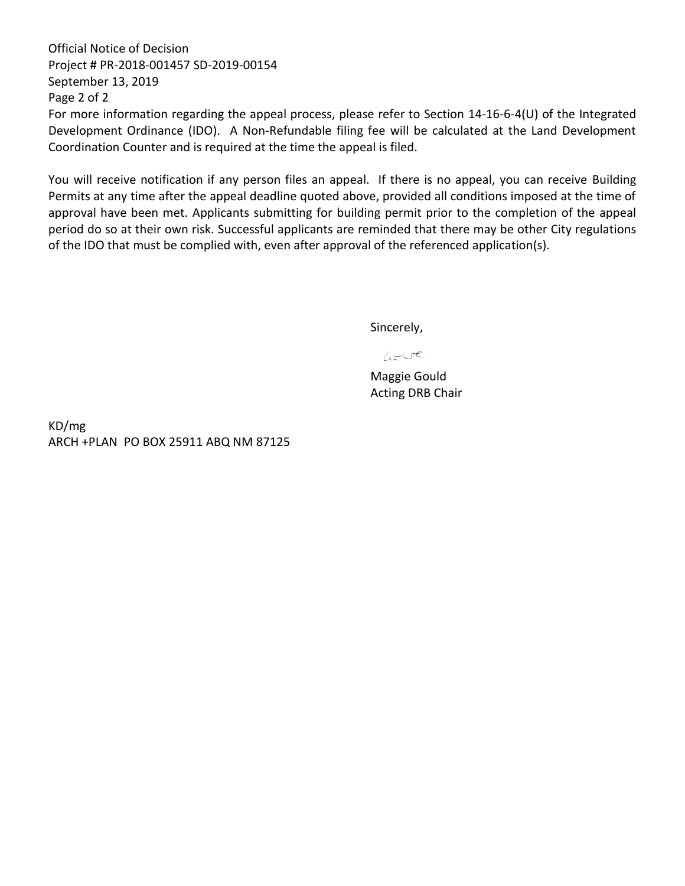For more information regarding the appeal process, please refer to Section 14-16-6-4(U) of the Integrated Development Ordinance (IDO). A Non-Refundable filing fee will be calculated at the Land Development Coordination Counter and is required at the time the appeal is filed.

You will receive notification if any person files an appeal. If there is no appeal, you can receive Building Permits at any time after the appeal deadline quoted above, provided all conditions imposed at the time of approval have been met. Applicants submitting for building permit prior to the completion of the appeal period do so at their own risk. Successful applicants are reminded that there may be other City regulations of the IDO that must be complied with, even after approval of the referenced application(s).

Sincerely,

Maggie Gould
Acting DRB Chair

KD/mg
ARCH +PLAN PO BOX 25911 ABQ NM 87125